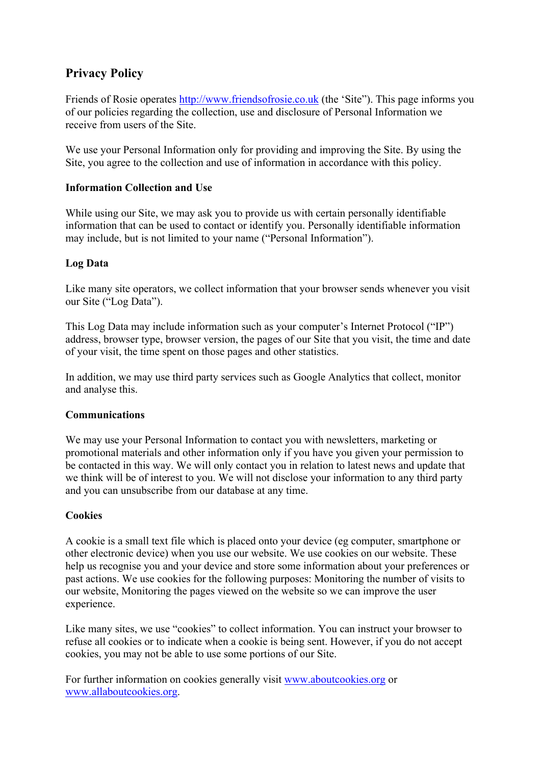## Privacy Policy

Friends of Rosie operates [http://www.friendsofrosie.co.uk](http://www.friendsofrosie.co.uk) (the 'Site"). This page informs you of our policies regarding the collection, use and disclosure of Personal Information we receive from users of the Site.

We use your Personal Information only for providing and improving the Site. By using the Site, you agree to the collection and use of information in accordance with this policy.

### Information Collection and Use

While using our Site, we may ask you to provide us with certain personally identifiable information that can be used to contact or identify you. Personally identifiable information may include, but is not limited to your name ("Personal Information").

### Log Data

Like many site operators, we collect information that your browser sends whenever you visit our Site ("Log Data").

This Log Data may include information such as your computer's Internet Protocol ("IP") address, browser type, browser version, the pages of our Site that you visit, the time and date of your visit, the time spent on those pages and other statistics.

In addition, we may use third party services such as Google Analytics that collect, monitor and analyse this.

### Communications

We may use your Personal Information to contact you with newsletters, marketing or promotional materials and other information only if you have you given your permission to be contacted in this way. We will only contact you in relation to latest news and update that we think will be of interest to you. We will not disclose your information to any third party and you can unsubscribe from our database at any time.

### Cookies

A cookie is a small text file which is placed onto your device (eg computer, smartphone or other electronic device) when you use our website. We use cookies on our website. These help us recognise you and your device and store some information about your preferences or past actions. We use cookies for the following purposes: Monitoring the number of visits to our website, Monitoring the pages viewed on the website so we can improve the user experience.

Like many sites, we use "cookies" to collect information. You can instruct your browser to refuse all cookies or to indicate when a cookie is being sent. However, if you do not accept cookies, you may not be able to use some portions of our Site.

For further information on cookies generally visit [www.aboutcookies.org](http://www.aboutcookies.org) or [www.allaboutcookies.org](http://www.allaboutcookies.org).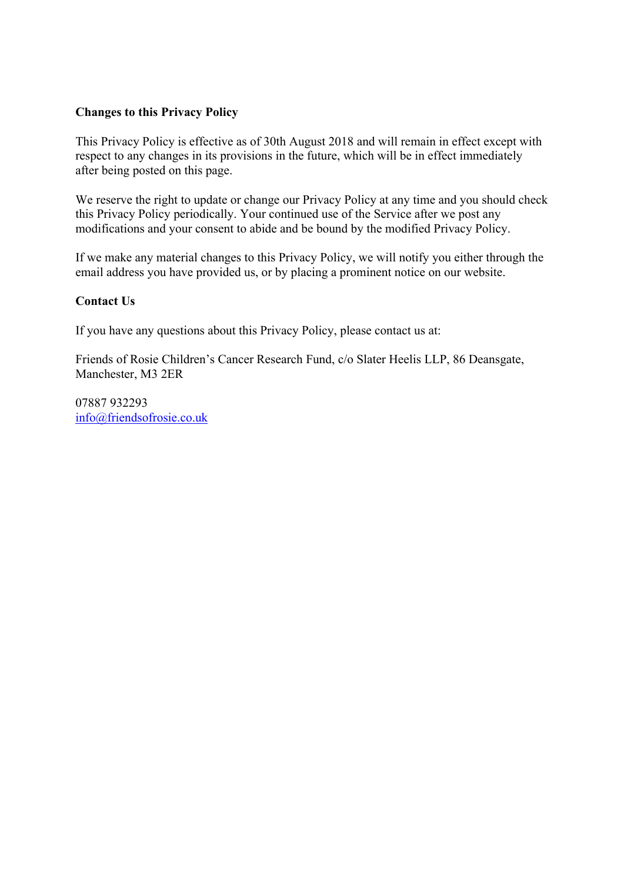**Changes to this Privacy Policy**

This Privacy Policy is effective as of 30th August 2018 and will remain in effect except with respect to any changes in its provisions in the future, which will be in effect immediately after being posted on this page.

We reserve the right to update or change our Privacy Policy at any time and you should check this Privacy Policy periodically. Your continued use of the Service after we post any modifications and your consent to abide and be bound by the modified Privacy Policy.

If we make any material changes to this Privacy Policy, we will notify you either through the email address you have provided us, or by placing a prominent notice on our website.

**Contact Us**

If you have any questions about this Privacy Policy, please contact us at:

Friends of Rosie Children's Cancer Research Fund, c/o Slater Heelis LLP, 86 Deansgate, Manchester, M3 2ER

07887 932293
info@friendsofrosie.co.uk